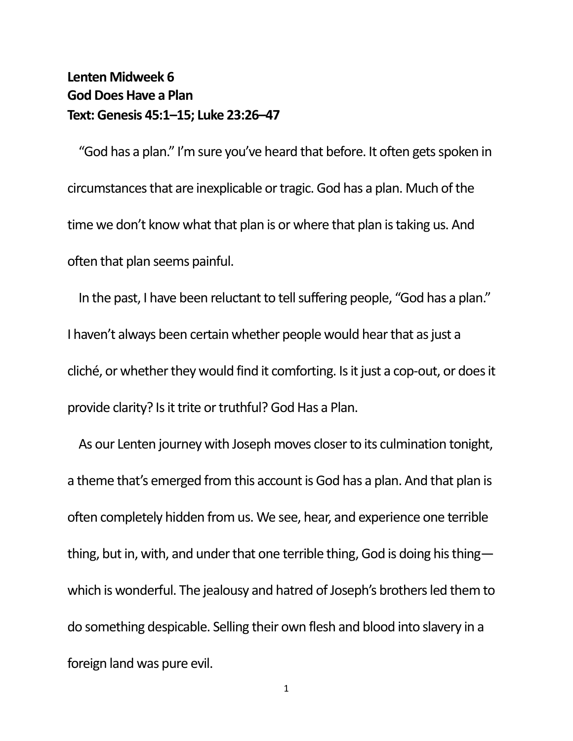**Lenten Midweek 6**
**God Does Have a Plan**
**Text: Genesis 45:1–15; Luke 23:26–47**

"God has a plan." I'm sure you've heard that before. It often gets spoken in circumstances that are inexplicable or tragic. God has a plan. Much of the time we don't know what that plan is or where that plan is taking us. And often that plan seems painful.

In the past, I have been reluctant to tell suffering people, "God has a plan." I haven't always been certain whether people would hear that as just a cliché, or whether they would find it comforting. Is it just a cop-out, or does it provide clarity? Is it trite or truthful? God Has a Plan.

As our Lenten journey with Joseph moves closer to its culmination tonight, a theme that's emerged from this account is God has a plan. And that plan is often completely hidden from us. We see, hear, and experience one terrible thing, but in, with, and under that one terrible thing, God is doing his thing—which is wonderful. The jealousy and hatred of Joseph's brothers led them to do something despicable. Selling their own flesh and blood into slavery in a foreign land was pure evil.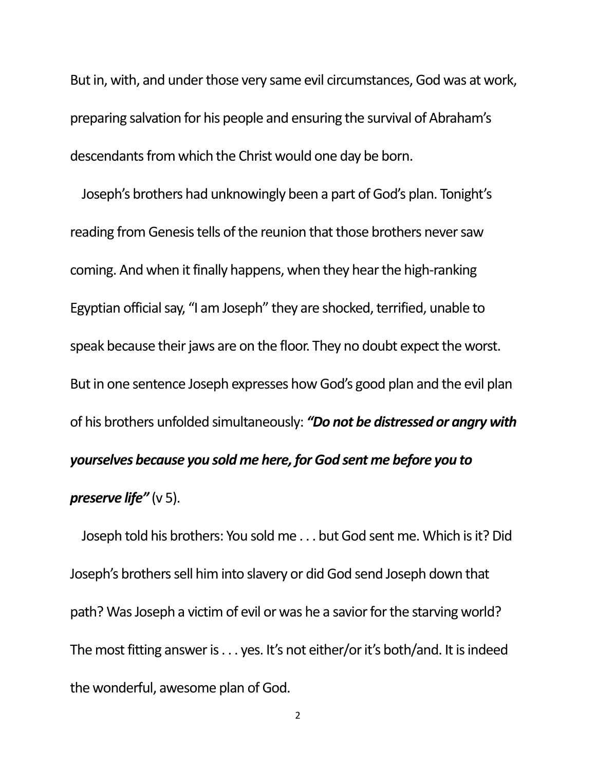But in, with, and under those very same evil circumstances, God was at work, preparing salvation for his people and ensuring the survival of Abraham's descendants from which the Christ would one day be born.

Joseph's brothers had unknowingly been a part of God's plan. Tonight's reading from Genesis tells of the reunion that those brothers never saw coming. And when it finally happens, when they hear the high-ranking Egyptian official say, "I am Joseph" they are shocked, terrified, unable to speak because their jaws are on the floor. They no doubt expect the worst. But in one sentence Joseph expresses how God's good plan and the evil plan of his brothers unfolded simultaneously: ***"Do not be distressed or angry with yourselves because you sold me here, for God sent me before you to preserve life"*** (v 5).

Joseph told his brothers: You sold me . . . but God sent me. Which is it? Did Joseph's brothers sell him into slavery or did God send Joseph down that path? Was Joseph a victim of evil or was he a savior for the starving world? The most fitting answer is . . . yes. It's not either/or it's both/and. It is indeed the wonderful, awesome plan of God.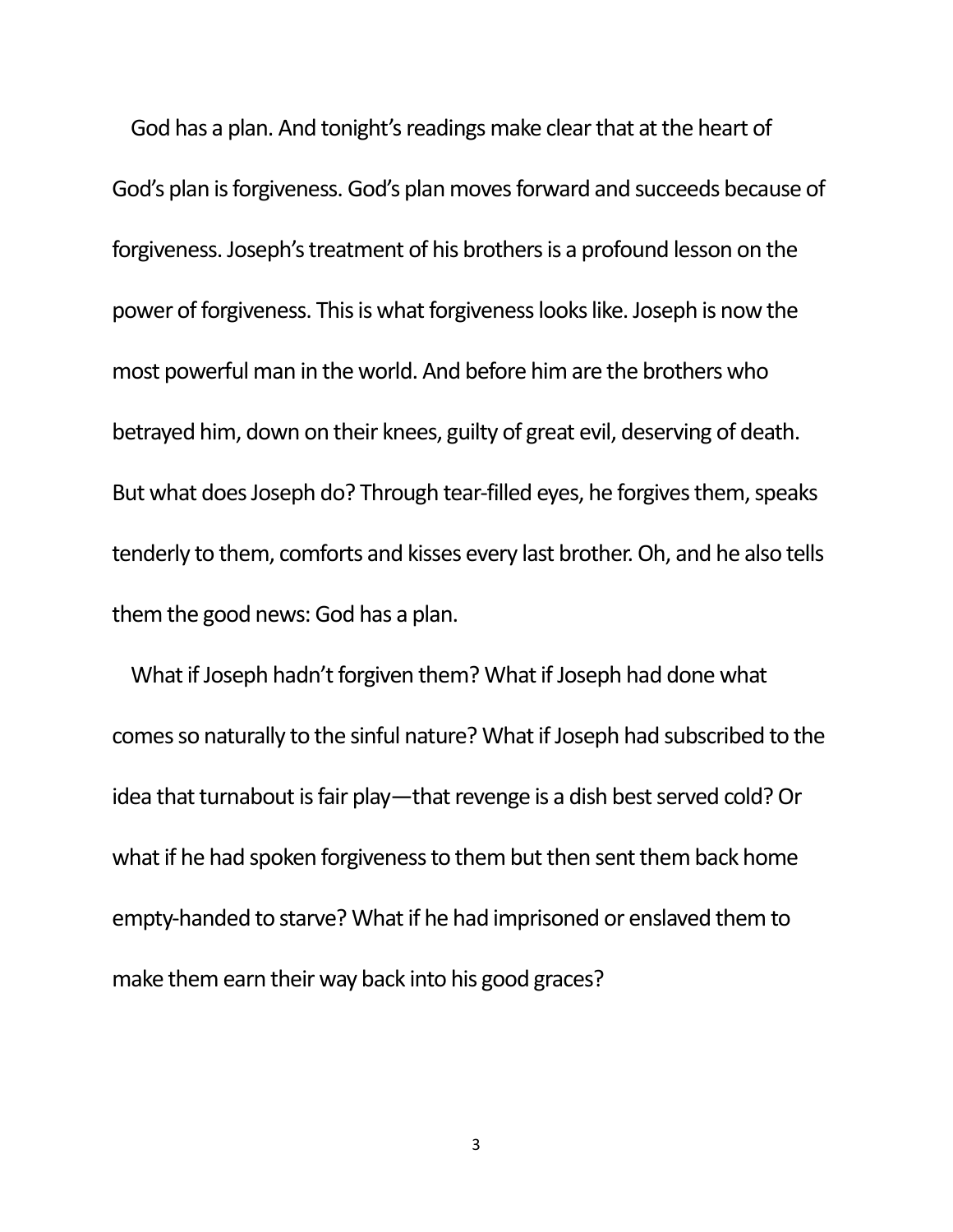God has a plan. And tonight's readings make clear that at the heart of God's plan is forgiveness. God's plan moves forward and succeeds because of forgiveness. Joseph's treatment of his brothers is a profound lesson on the power of forgiveness. This is what forgiveness looks like. Joseph is now the most powerful man in the world. And before him are the brothers who betrayed him, down on their knees, guilty of great evil, deserving of death. But what does Joseph do? Through tear-filled eyes, he forgives them, speaks tenderly to them, comforts and kisses every last brother. Oh, and he also tells them the good news: God has a plan.

What if Joseph hadn't forgiven them? What if Joseph had done what comes so naturally to the sinful nature? What if Joseph had subscribed to the idea that turnabout is fair play—that revenge is a dish best served cold? Or what if he had spoken forgiveness to them but then sent them back home empty-handed to starve? What if he had imprisoned or enslaved them to make them earn their way back into his good graces?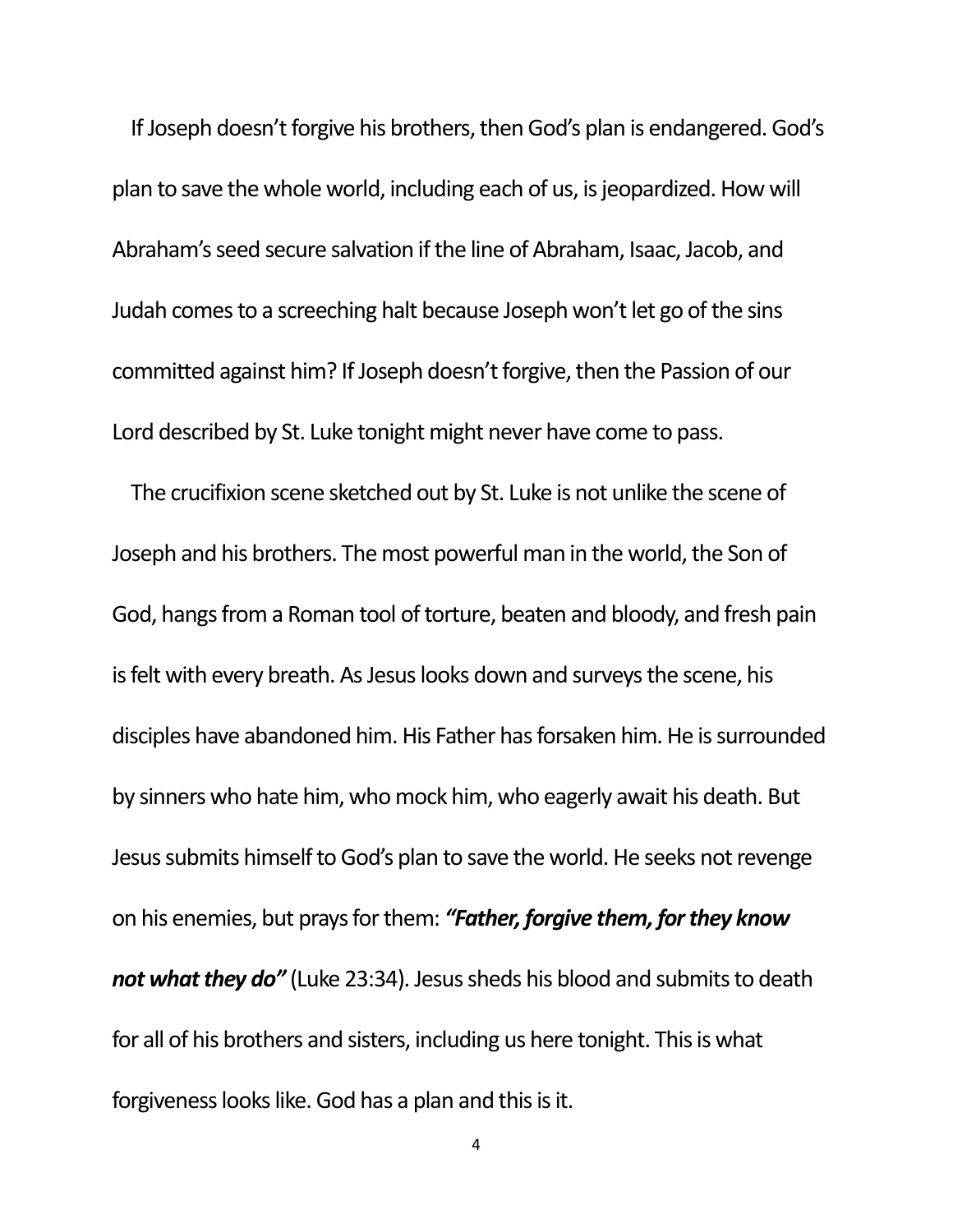If Joseph doesn't forgive his brothers, then God's plan is endangered. God's plan to save the whole world, including each of us, is jeopardized. How will Abraham's seed secure salvation if the line of Abraham, Isaac, Jacob, and Judah comes to a screeching halt because Joseph won't let go of the sins committed against him? If Joseph doesn't forgive, then the Passion of our Lord described by St. Luke tonight might never have come to pass.

The crucifixion scene sketched out by St. Luke is not unlike the scene of Joseph and his brothers. The most powerful man in the world, the Son of God, hangs from a Roman tool of torture, beaten and bloody, and fresh pain is felt with every breath. As Jesus looks down and surveys the scene, his disciples have abandoned him. His Father has forsaken him. He is surrounded by sinners who hate him, who mock him, who eagerly await his death. But Jesus submits himself to God's plan to save the world. He seeks not revenge on his enemies, but prays for them: ***"Father, forgive them, for they know not what they do"*** (Luke 23:34). Jesus sheds his blood and submits to death for all of his brothers and sisters, including us here tonight. This is what forgiveness looks like. God has a plan and this is it.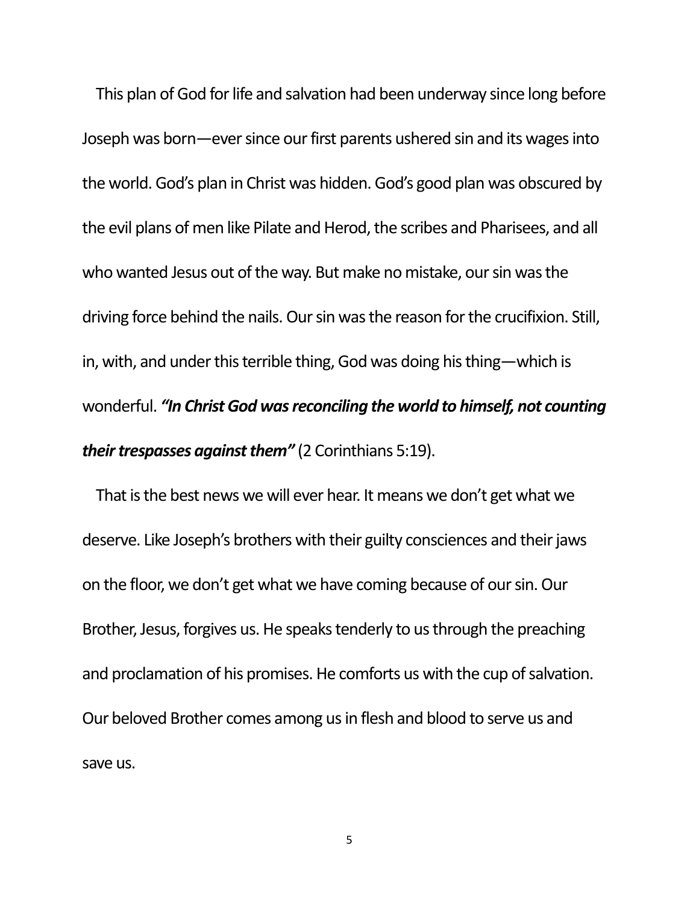This plan of God for life and salvation had been underway since long before Joseph was born—ever since our first parents ushered sin and its wages into the world. God's plan in Christ was hidden. God's good plan was obscured by the evil plans of men like Pilate and Herod, the scribes and Pharisees, and all who wanted Jesus out of the way. But make no mistake, our sin was the driving force behind the nails. Our sin was the reason for the crucifixion. Still, in, with, and under this terrible thing, God was doing his thing—which is wonderful. ***"In Christ God was reconciling the world to himself, not counting their trespasses against them"*** (2 Corinthians 5:19).

That is the best news we will ever hear. It means we don't get what we deserve. Like Joseph's brothers with their guilty consciences and their jaws on the floor, we don't get what we have coming because of our sin. Our Brother, Jesus, forgives us. He speaks tenderly to us through the preaching and proclamation of his promises. He comforts us with the cup of salvation. Our beloved Brother comes among us in flesh and blood to serve us and save us.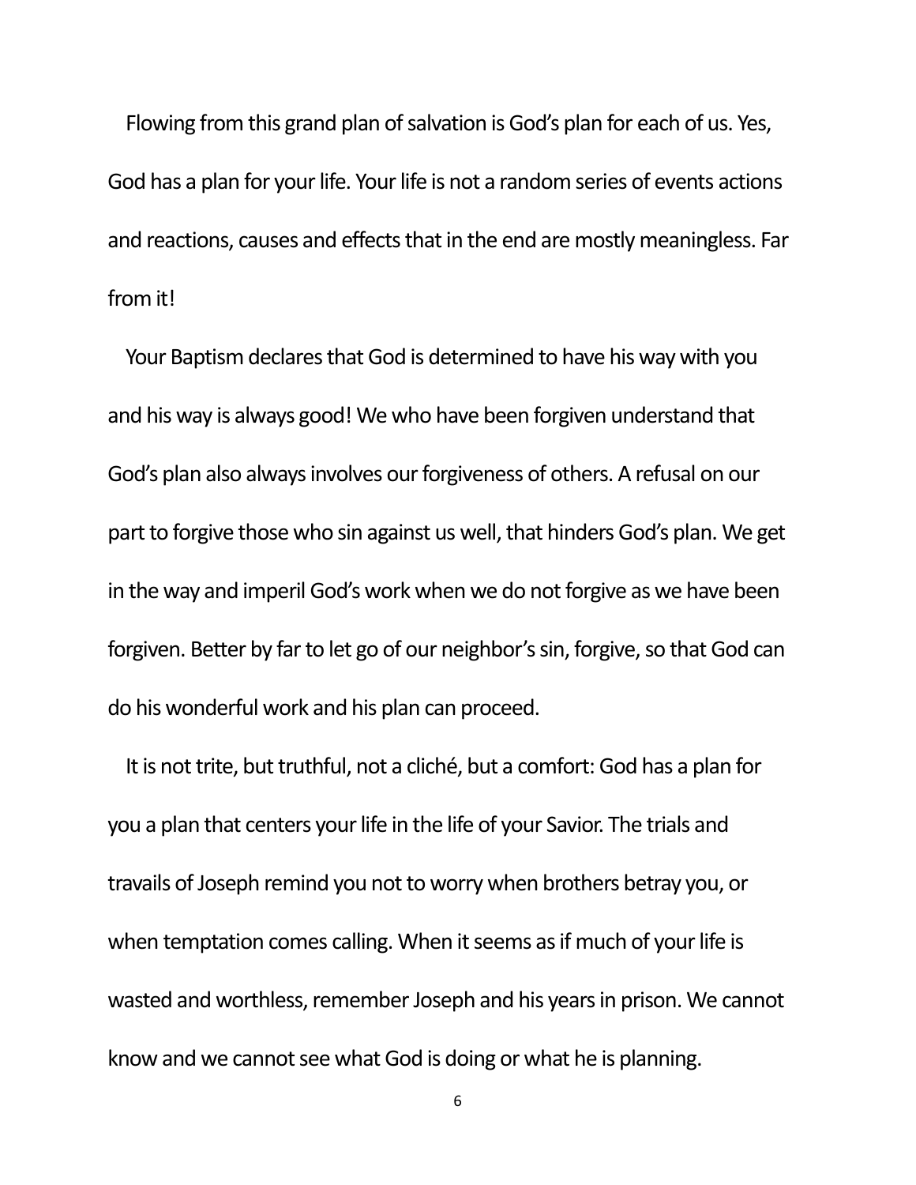Flowing from this grand plan of salvation is God's plan for each of us. Yes, God has a plan for your life. Your life is not a random series of events actions and reactions, causes and effects that in the end are mostly meaningless. Far from it!

Your Baptism declares that God is determined to have his way with you and his way is always good! We who have been forgiven understand that God's plan also always involves our forgiveness of others. A refusal on our part to forgive those who sin against us well, that hinders God's plan. We get in the way and imperil God's work when we do not forgive as we have been forgiven. Better by far to let go of our neighbor's sin, forgive, so that God can do his wonderful work and his plan can proceed.

It is not trite, but truthful, not a cliché, but a comfort: God has a plan for you a plan that centers your life in the life of your Savior. The trials and travails of Joseph remind you not to worry when brothers betray you, or when temptation comes calling. When it seems as if much of your life is wasted and worthless, remember Joseph and his years in prison. We cannot know and we cannot see what God is doing or what he is planning.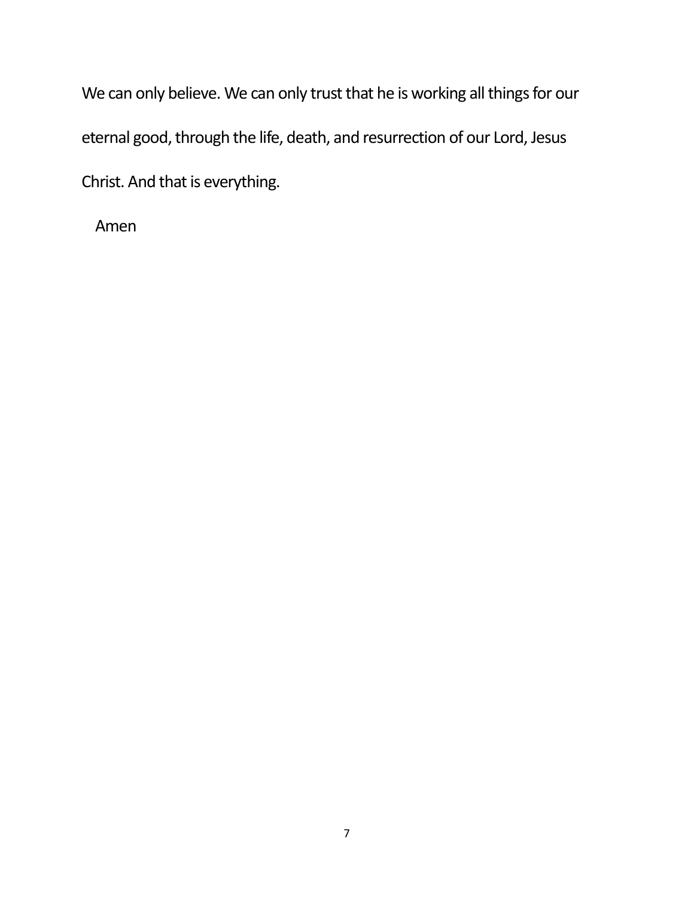We can only believe. We can only trust that he is working all things for our eternal good, through the life, death, and resurrection of our Lord, Jesus Christ. And that is everything.

Amen